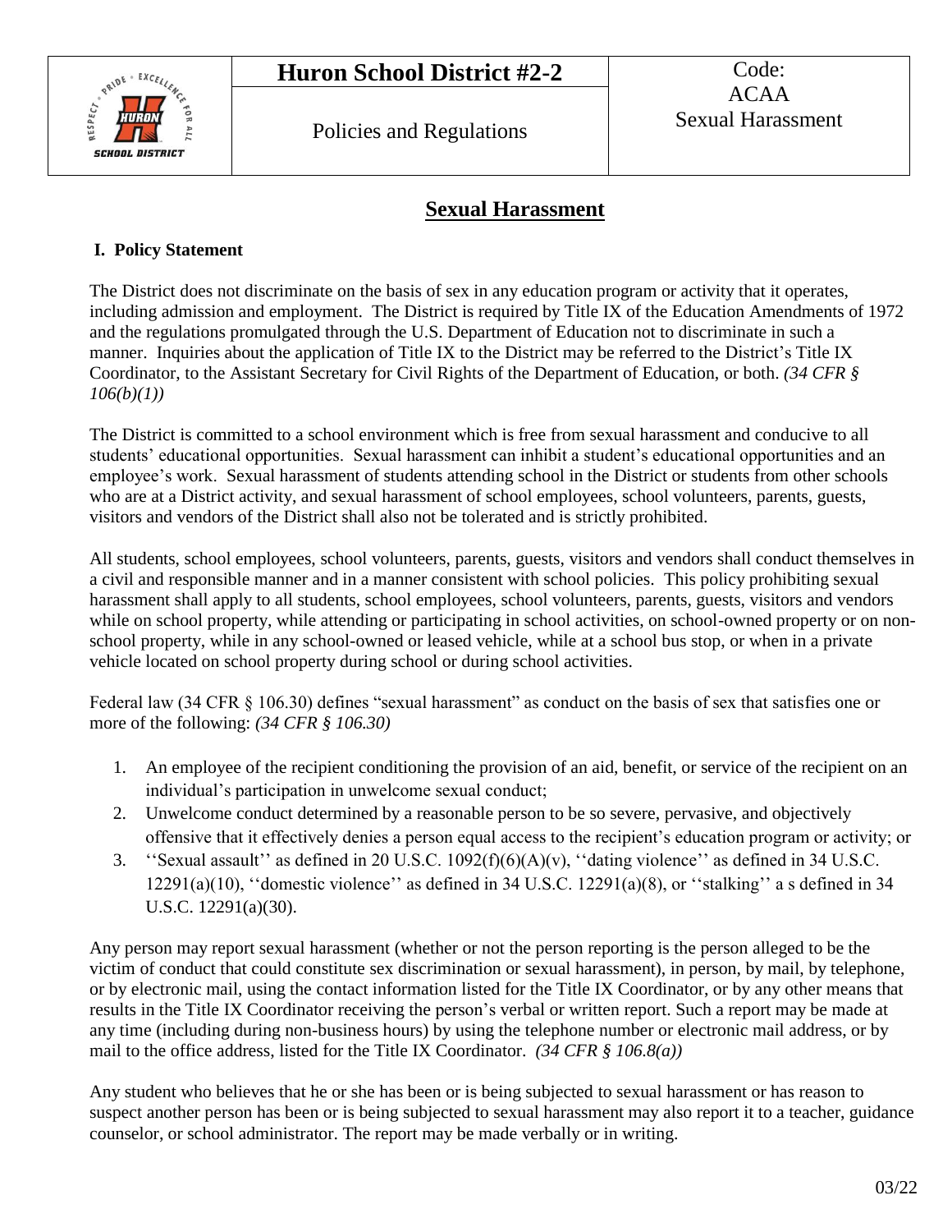| | Huron School District #2-2 | Code: ACAA Sexual Harassment |
|---|---|---|
| | Policies and Regulations | |

# Sexual Harassment

## I. Policy Statement

The District does not discriminate on the basis of sex in any education program or activity that it operates, including admission and employment. The District is required by Title IX of the Education Amendments of 1972 and the regulations promulgated through the U.S. Department of Education not to discriminate in such a manner. Inquiries about the application of Title IX to the District may be referred to the District's Title IX Coordinator, to the Assistant Secretary for Civil Rights of the Department of Education, or both. *(34 CFR § 106(b)(1))*

The District is committed to a school environment which is free from sexual harassment and conducive to all students' educational opportunities. Sexual harassment can inhibit a student's educational opportunities and an employee's work. Sexual harassment of students attending school in the District or students from other schools who are at a District activity, and sexual harassment of school employees, school volunteers, parents, guests, visitors and vendors of the District shall also not be tolerated and is strictly prohibited.

All students, school employees, school volunteers, parents, guests, visitors and vendors shall conduct themselves in a civil and responsible manner and in a manner consistent with school policies. This policy prohibiting sexual harassment shall apply to all students, school employees, school volunteers, parents, guests, visitors and vendors while on school property, while attending or participating in school activities, on school-owned property or on non-school property, while in any school-owned or leased vehicle, while at a school bus stop, or when in a private vehicle located on school property during school or during school activities.

Federal law (34 CFR § 106.30) defines "sexual harassment" as conduct on the basis of sex that satisfies one or more of the following: *(34 CFR § 106.30)*

1. An employee of the recipient conditioning the provision of an aid, benefit, or service of the recipient on an individual's participation in unwelcome sexual conduct;
2. Unwelcome conduct determined by a reasonable person to be so severe, pervasive, and objectively offensive that it effectively denies a person equal access to the recipient's education program or activity; or
3. ''Sexual assault'' as defined in 20 U.S.C. 1092(f)(6)(A)(v), ''dating violence'' as defined in 34 U.S.C. 12291(a)(10), ''domestic violence'' as defined in 34 U.S.C. 12291(a)(8), or ''stalking'' a s defined in 34 U.S.C. 12291(a)(30).

Any person may report sexual harassment (whether or not the person reporting is the person alleged to be the victim of conduct that could constitute sex discrimination or sexual harassment), in person, by mail, by telephone, or by electronic mail, using the contact information listed for the Title IX Coordinator, or by any other means that results in the Title IX Coordinator receiving the person's verbal or written report. Such a report may be made at any time (including during non-business hours) by using the telephone number or electronic mail address, or by mail to the office address, listed for the Title IX Coordinator. *(34 CFR § 106.8(a))*

Any student who believes that he or she has been or is being subjected to sexual harassment or has reason to suspect another person has been or is being subjected to sexual harassment may also report it to a teacher, guidance counselor, or school administrator. The report may be made verbally or in writing.

03/22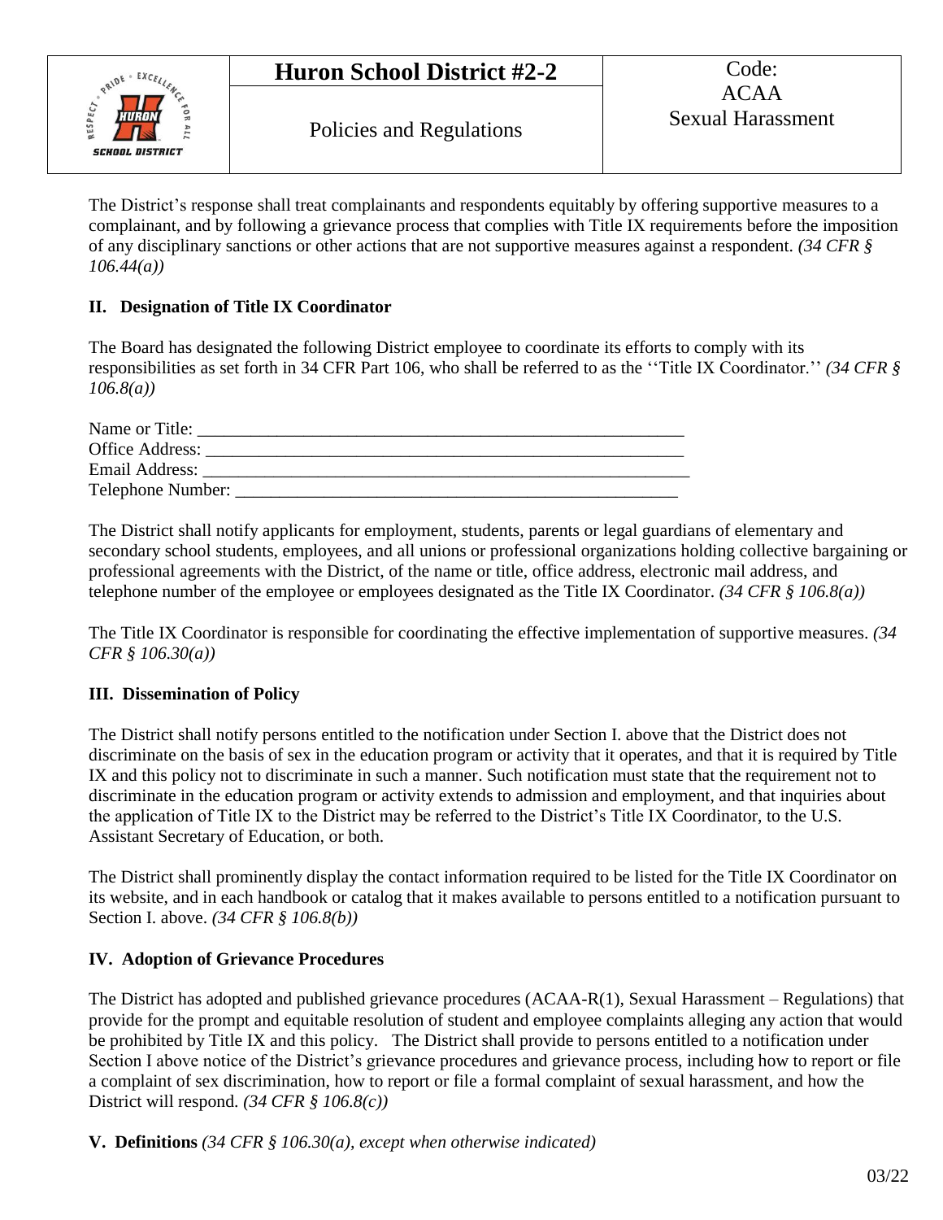The District's response shall treat complainants and respondents equitably by offering supportive measures to a complainant, and by following a grievance process that complies with Title IX requirements before the imposition of any disciplinary sanctions or other actions that are not supportive measures against a respondent. *(34 CFR § 106.44(a))*

## II. Designation of Title IX Coordinator

The Board has designated the following District employee to coordinate its efforts to comply with its responsibilities as set forth in 34 CFR Part 106, who shall be referred to as the ''Title IX Coordinator.'' *(34 CFR § 106.8(a))*

Name or Title: ___________________________________________________________
Office Address: __________________________________________________________
Email Address: ___________________________________________________________
Telephone Number: _______________________________________________________

The District shall notify applicants for employment, students, parents or legal guardians of elementary and secondary school students, employees, and all unions or professional organizations holding collective bargaining or professional agreements with the District, of the name or title, office address, electronic mail address, and telephone number of the employee or employees designated as the Title IX Coordinator. *(34 CFR § 106.8(a))*

The Title IX Coordinator is responsible for coordinating the effective implementation of supportive measures. *(34 CFR § 106.30(a))*

## III. Dissemination of Policy

The District shall notify persons entitled to the notification under Section I. above that the District does not discriminate on the basis of sex in the education program or activity that it operates, and that it is required by Title IX and this policy not to discriminate in such a manner. Such notification must state that the requirement not to discriminate in the education program or activity extends to admission and employment, and that inquiries about the application of Title IX to the District may be referred to the District's Title IX Coordinator, to the U.S. Assistant Secretary of Education, or both.

The District shall prominently display the contact information required to be listed for the Title IX Coordinator on its website, and in each handbook or catalog that it makes available to persons entitled to a notification pursuant to Section I. above. *(34 CFR § 106.8(b))*

## IV. Adoption of Grievance Procedures

The District has adopted and published grievance procedures (ACAA-R(1), Sexual Harassment – Regulations) that provide for the prompt and equitable resolution of student and employee complaints alleging any action that would be prohibited by Title IX and this policy. The District shall provide to persons entitled to a notification under Section I above notice of the District's grievance procedures and grievance process, including how to report or file a complaint of sex discrimination, how to report or file a formal complaint of sexual harassment, and how the District will respond. *(34 CFR § 106.8(c))*

## V. Definitions *(34 CFR § 106.30(a), except when otherwise indicated)*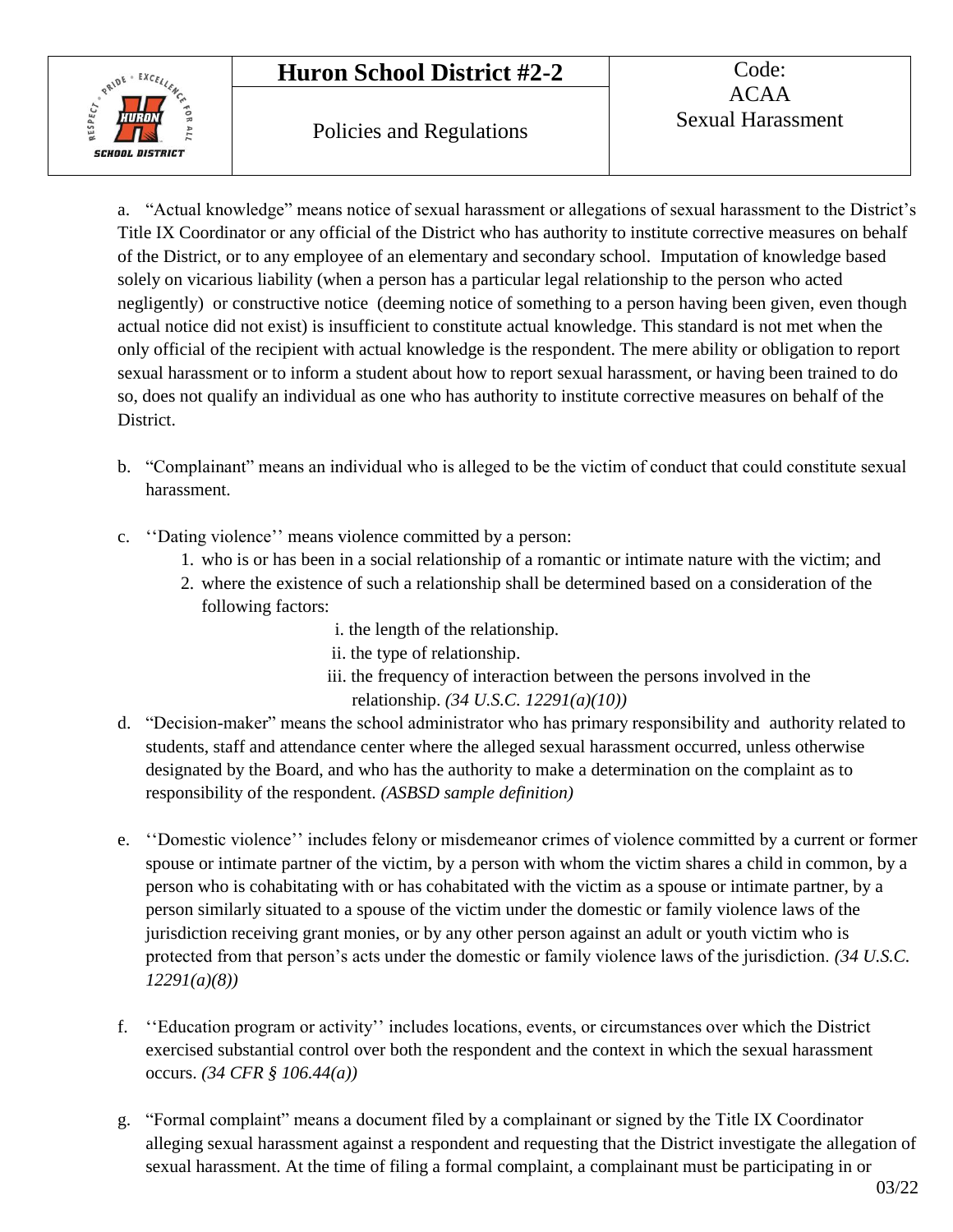a. "Actual knowledge" means notice of sexual harassment or allegations of sexual harassment to the District's Title IX Coordinator or any official of the District who has authority to institute corrective measures on behalf of the District, or to any employee of an elementary and secondary school. Imputation of knowledge based solely on vicarious liability (when a person has a particular legal relationship to the person who acted negligently) or constructive notice (deeming notice of something to a person having been given, even though actual notice did not exist) is insufficient to constitute actual knowledge. This standard is not met when the only official of the recipient with actual knowledge is the respondent. The mere ability or obligation to report sexual harassment or to inform a student about how to report sexual harassment, or having been trained to do so, does not qualify an individual as one who has authority to institute corrective measures on behalf of the District.

b. "Complainant" means an individual who is alleged to be the victim of conduct that could constitute sexual harassment.

c. ''Dating violence'' means violence committed by a person:
   1. who is or has been in a social relationship of a romantic or intimate nature with the victim; and
   2. where the existence of such a relationship shall be determined based on a consideration of the following factors:
      - i. the length of the relationship.
      - ii. the type of relationship.
      - iii. the frequency of interaction between the persons involved in the relationship. *(34 U.S.C. 12291(a)(10))*

d. "Decision-maker" means the school administrator who has primary responsibility and authority related to students, staff and attendance center where the alleged sexual harassment occurred, unless otherwise designated by the Board, and who has the authority to make a determination on the complaint as to responsibility of the respondent. *(ASBSD sample definition)*

e. ''Domestic violence'' includes felony or misdemeanor crimes of violence committed by a current or former spouse or intimate partner of the victim, by a person with whom the victim shares a child in common, by a person who is cohabitating with or has cohabitated with the victim as a spouse or intimate partner, by a person similarly situated to a spouse of the victim under the domestic or family violence laws of the jurisdiction receiving grant monies, or by any other person against an adult or youth victim who is protected from that person's acts under the domestic or family violence laws of the jurisdiction. *(34 U.S.C. 12291(a)(8))*

f. ''Education program or activity'' includes locations, events, or circumstances over which the District exercised substantial control over both the respondent and the context in which the sexual harassment occurs. *(34 CFR § 106.44(a))*

g. "Formal complaint" means a document filed by a complainant or signed by the Title IX Coordinator alleging sexual harassment against a respondent and requesting that the District investigate the allegation of sexual harassment. At the time of filing a formal complaint, a complainant must be participating in or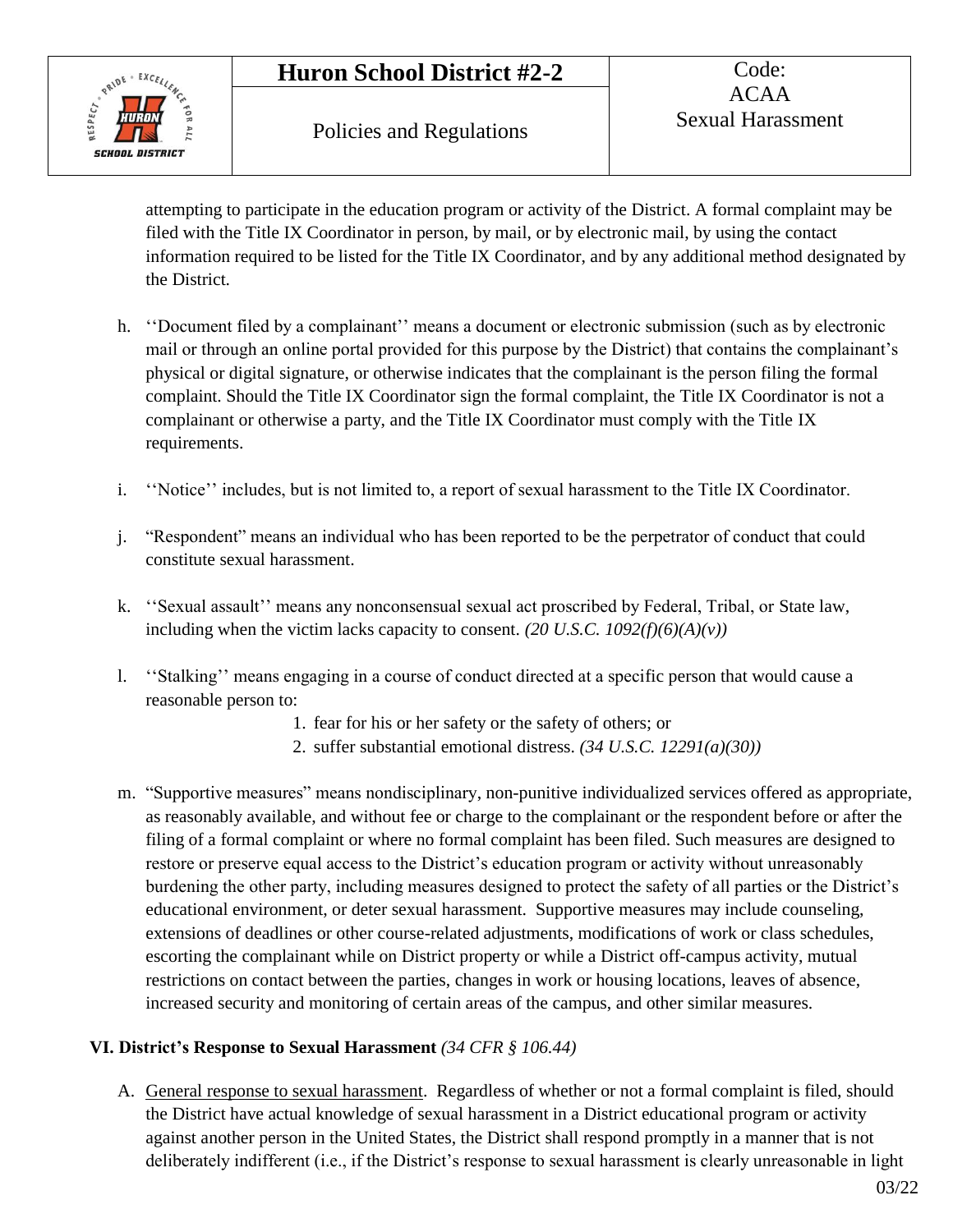attempting to participate in the education program or activity of the District. A formal complaint may be filed with the Title IX Coordinator in person, by mail, or by electronic mail, by using the contact information required to be listed for the Title IX Coordinator, and by any additional method designated by the District.

h. ''Document filed by a complainant'' means a document or electronic submission (such as by electronic mail or through an online portal provided for this purpose by the District) that contains the complainant's physical or digital signature, or otherwise indicates that the complainant is the person filing the formal complaint. Should the Title IX Coordinator sign the formal complaint, the Title IX Coordinator is not a complainant or otherwise a party, and the Title IX Coordinator must comply with the Title IX requirements.

i. ''Notice'' includes, but is not limited to, a report of sexual harassment to the Title IX Coordinator.

j. "Respondent" means an individual who has been reported to be the perpetrator of conduct that could constitute sexual harassment.

k. ''Sexual assault'' means any nonconsensual sexual act proscribed by Federal, Tribal, or State law, including when the victim lacks capacity to consent. *(20 U.S.C. 1092(f)(6)(A)(v))*

l. ''Stalking'' means engaging in a course of conduct directed at a specific person that would cause a reasonable person to:
   1. fear for his or her safety or the safety of others; or
   2. suffer substantial emotional distress. *(34 U.S.C. 12291(a)(30))*

m. "Supportive measures" means nondisciplinary, non-punitive individualized services offered as appropriate, as reasonably available, and without fee or charge to the complainant or the respondent before or after the filing of a formal complaint or where no formal complaint has been filed. Such measures are designed to restore or preserve equal access to the District's education program or activity without unreasonably burdening the other party, including measures designed to protect the safety of all parties or the District's educational environment, or deter sexual harassment. Supportive measures may include counseling, extensions of deadlines or other course-related adjustments, modifications of work or class schedules, escorting the complainant while on District property or while a District off-campus activity, mutual restrictions on contact between the parties, changes in work or housing locations, leaves of absence, increased security and monitoring of certain areas of the campus, and other similar measures.

### VI. District's Response to Sexual Harassment *(34 CFR § 106.44)*

A. General response to sexual harassment. Regardless of whether or not a formal complaint is filed, should the District have actual knowledge of sexual harassment in a District educational program or activity against another person in the United States, the District shall respond promptly in a manner that is not deliberately indifferent (i.e., if the District's response to sexual harassment is clearly unreasonable in light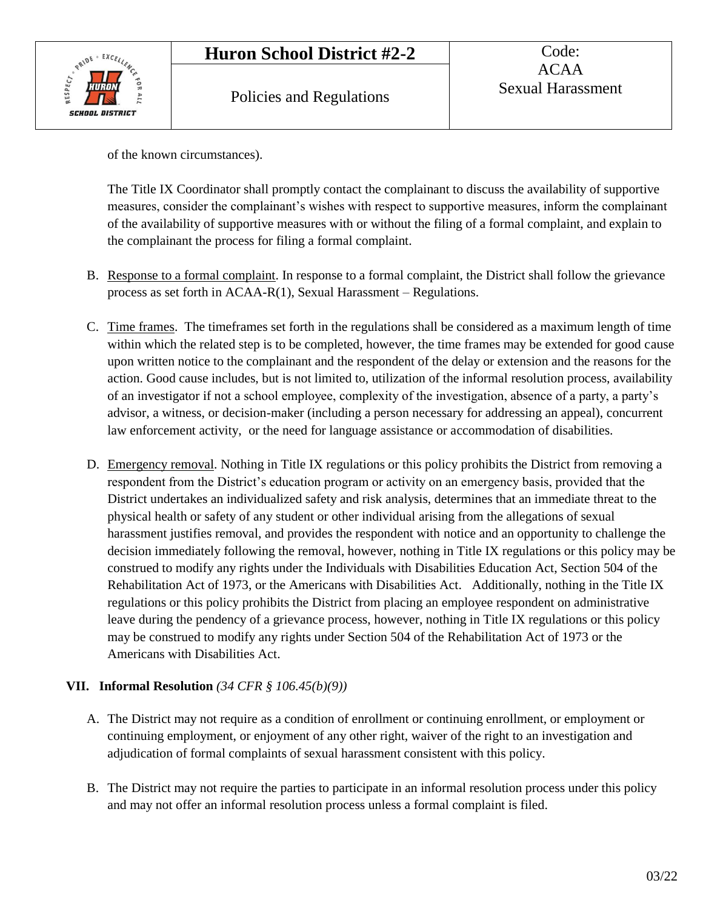of the known circumstances).

The Title IX Coordinator shall promptly contact the complainant to discuss the availability of supportive measures, consider the complainant's wishes with respect to supportive measures, inform the complainant of the availability of supportive measures with or without the filing of a formal complaint, and explain to the complainant the process for filing a formal complaint.

B. Response to a formal complaint. In response to a formal complaint, the District shall follow the grievance process as set forth in ACAA-R(1), Sexual Harassment – Regulations.

C. Time frames. The timeframes set forth in the regulations shall be considered as a maximum length of time within which the related step is to be completed, however, the time frames may be extended for good cause upon written notice to the complainant and the respondent of the delay or extension and the reasons for the action. Good cause includes, but is not limited to, utilization of the informal resolution process, availability of an investigator if not a school employee, complexity of the investigation, absence of a party, a party's advisor, a witness, or decision-maker (including a person necessary for addressing an appeal), concurrent law enforcement activity, or the need for language assistance or accommodation of disabilities.

D. Emergency removal. Nothing in Title IX regulations or this policy prohibits the District from removing a respondent from the District's education program or activity on an emergency basis, provided that the District undertakes an individualized safety and risk analysis, determines that an immediate threat to the physical health or safety of any student or other individual arising from the allegations of sexual harassment justifies removal, and provides the respondent with notice and an opportunity to challenge the decision immediately following the removal, however, nothing in Title IX regulations or this policy may be construed to modify any rights under the Individuals with Disabilities Education Act, Section 504 of the Rehabilitation Act of 1973, or the Americans with Disabilities Act. Additionally, nothing in the Title IX regulations or this policy prohibits the District from placing an employee respondent on administrative leave during the pendency of a grievance process, however, nothing in Title IX regulations or this policy may be construed to modify any rights under Section 504 of the Rehabilitation Act of 1973 or the Americans with Disabilities Act.

## VII. Informal Resolution *(34 CFR § 106.45(b)(9))*

A. The District may not require as a condition of enrollment or continuing enrollment, or employment or continuing employment, or enjoyment of any other right, waiver of the right to an investigation and adjudication of formal complaints of sexual harassment consistent with this policy.

B. The District may not require the parties to participate in an informal resolution process under this policy and may not offer an informal resolution process unless a formal complaint is filed.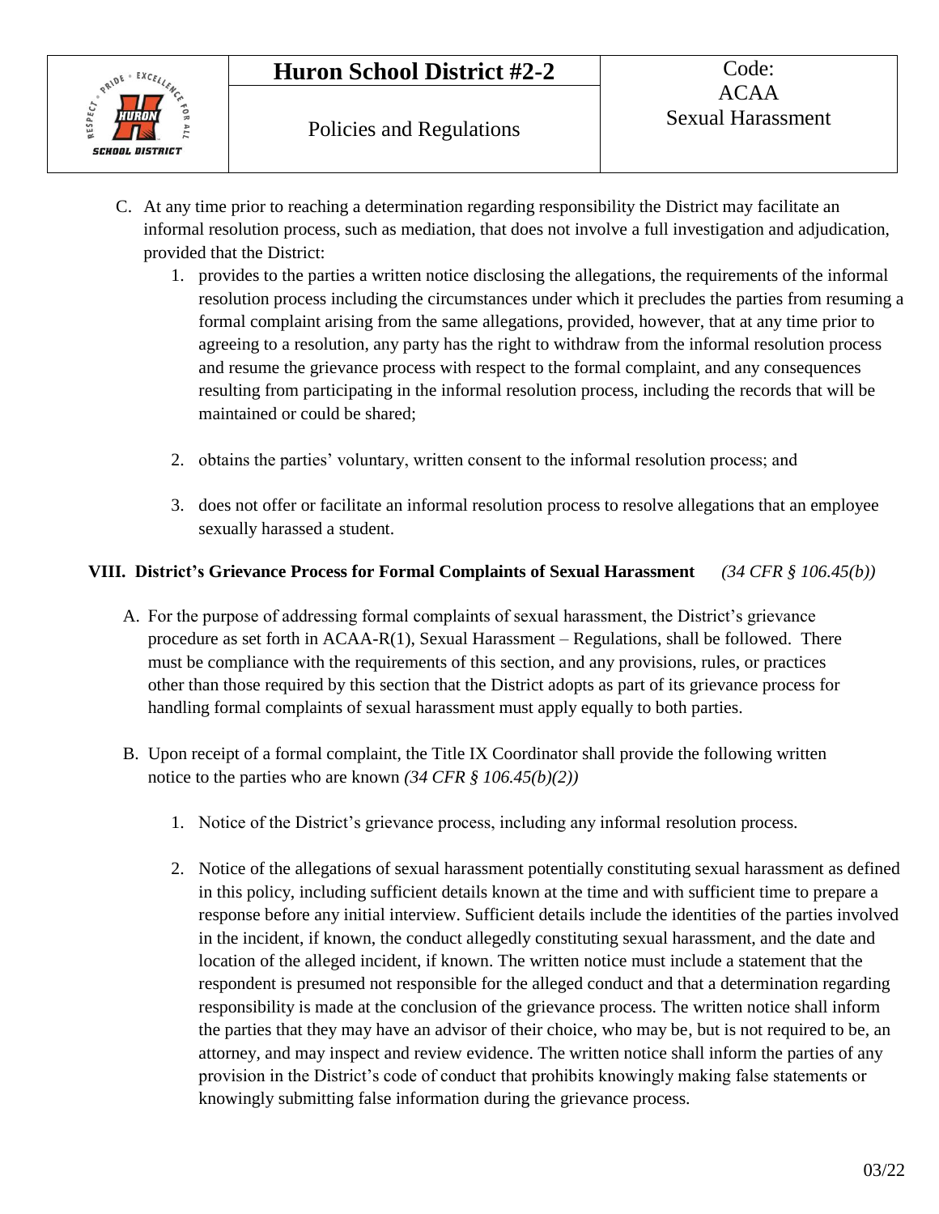C. At any time prior to reaching a determination regarding responsibility the District may facilitate an informal resolution process, such as mediation, that does not involve a full investigation and adjudication, provided that the District:

   1. provides to the parties a written notice disclosing the allegations, the requirements of the informal resolution process including the circumstances under which it precludes the parties from resuming a formal complaint arising from the same allegations, provided, however, that at any time prior to agreeing to a resolution, any party has the right to withdraw from the informal resolution process and resume the grievance process with respect to the formal complaint, and any consequences resulting from participating in the informal resolution process, including the records that will be maintained or could be shared;

   2. obtains the parties' voluntary, written consent to the informal resolution process; and

   3. does not offer or facilitate an informal resolution process to resolve allegations that an employee sexually harassed a student.

## VIII. District's Grievance Process for Formal Complaints of Sexual Harassment *(34 CFR § 106.45(b))*

A. For the purpose of addressing formal complaints of sexual harassment, the District's grievance procedure as set forth in ACAA-R(1), Sexual Harassment – Regulations, shall be followed. There must be compliance with the requirements of this section, and any provisions, rules, or practices other than those required by this section that the District adopts as part of its grievance process for handling formal complaints of sexual harassment must apply equally to both parties.

B. Upon receipt of a formal complaint, the Title IX Coordinator shall provide the following written notice to the parties who are known *(34 CFR § 106.45(b)(2))*

   1. Notice of the District's grievance process, including any informal resolution process.

   2. Notice of the allegations of sexual harassment potentially constituting sexual harassment as defined in this policy, including sufficient details known at the time and with sufficient time to prepare a response before any initial interview. Sufficient details include the identities of the parties involved in the incident, if known, the conduct allegedly constituting sexual harassment, and the date and location of the alleged incident, if known. The written notice must include a statement that the respondent is presumed not responsible for the alleged conduct and that a determination regarding responsibility is made at the conclusion of the grievance process. The written notice shall inform the parties that they may have an advisor of their choice, who may be, but is not required to be, an attorney, and may inspect and review evidence. The written notice shall inform the parties of any provision in the District's code of conduct that prohibits knowingly making false statements or knowingly submitting false information during the grievance process.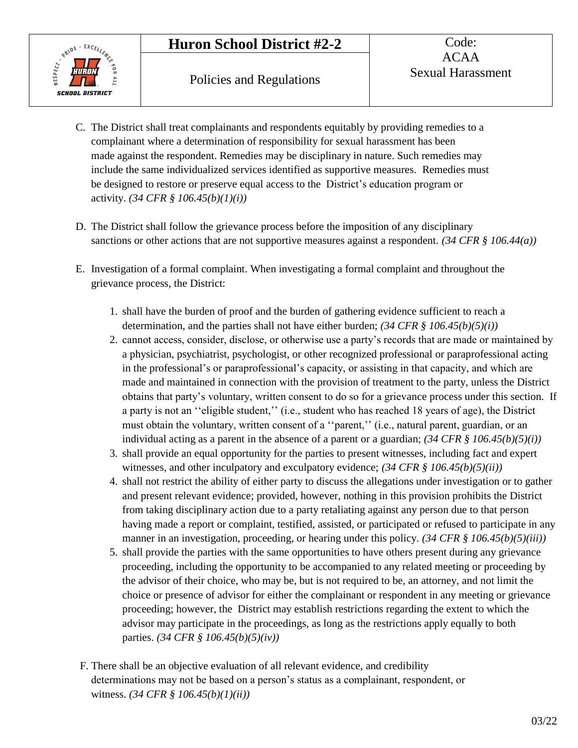C. The District shall treat complainants and respondents equitably by providing remedies to a complainant where a determination of responsibility for sexual harassment has been made against the respondent. Remedies may be disciplinary in nature. Such remedies may include the same individualized services identified as supportive measures. Remedies must be designed to restore or preserve equal access to the District's education program or activity. *(34 CFR § 106.45(b)(1)(i))*

D. The District shall follow the grievance process before the imposition of any disciplinary sanctions or other actions that are not supportive measures against a respondent. *(34 CFR § 106.44(a))*

E. Investigation of a formal complaint. When investigating a formal complaint and throughout the grievance process, the District:

   1. shall have the burden of proof and the burden of gathering evidence sufficient to reach a determination, and the parties shall not have either burden; *(34 CFR § 106.45(b)(5)(i))*
   2. cannot access, consider, disclose, or otherwise use a party's records that are made or maintained by a physician, psychiatrist, psychologist, or other recognized professional or paraprofessional acting in the professional's or paraprofessional's capacity, or assisting in that capacity, and which are made and maintained in connection with the provision of treatment to the party, unless the District obtains that party's voluntary, written consent to do so for a grievance process under this section. If a party is not an ''eligible student,'' (i.e., student who has reached 18 years of age), the District must obtain the voluntary, written consent of a ''parent,'' (i.e., natural parent, guardian, or an individual acting as a parent in the absence of a parent or a guardian; *(34 CFR § 106.45(b)(5)(i))*
   3. shall provide an equal opportunity for the parties to present witnesses, including fact and expert witnesses, and other inculpatory and exculpatory evidence; *(34 CFR § 106.45(b)(5)(ii))*
   4. shall not restrict the ability of either party to discuss the allegations under investigation or to gather and present relevant evidence; provided, however, nothing in this provision prohibits the District from taking disciplinary action due to a party retaliating against any person due to that person having made a report or complaint, testified, assisted, or participated or refused to participate in any manner in an investigation, proceeding, or hearing under this policy. *(34 CFR § 106.45(b)(5)(iii))*
   5. shall provide the parties with the same opportunities to have others present during any grievance proceeding, including the opportunity to be accompanied to any related meeting or proceeding by the advisor of their choice, who may be, but is not required to be, an attorney, and not limit the choice or presence of advisor for either the complainant or respondent in any meeting or grievance proceeding; however, the District may establish restrictions regarding the extent to which the advisor may participate in the proceedings, as long as the restrictions apply equally to both parties. *(34 CFR § 106.45(b)(5)(iv))*

F. There shall be an objective evaluation of all relevant evidence, and credibility determinations may not be based on a person's status as a complainant, respondent, or witness. *(34 CFR § 106.45(b)(1)(ii))*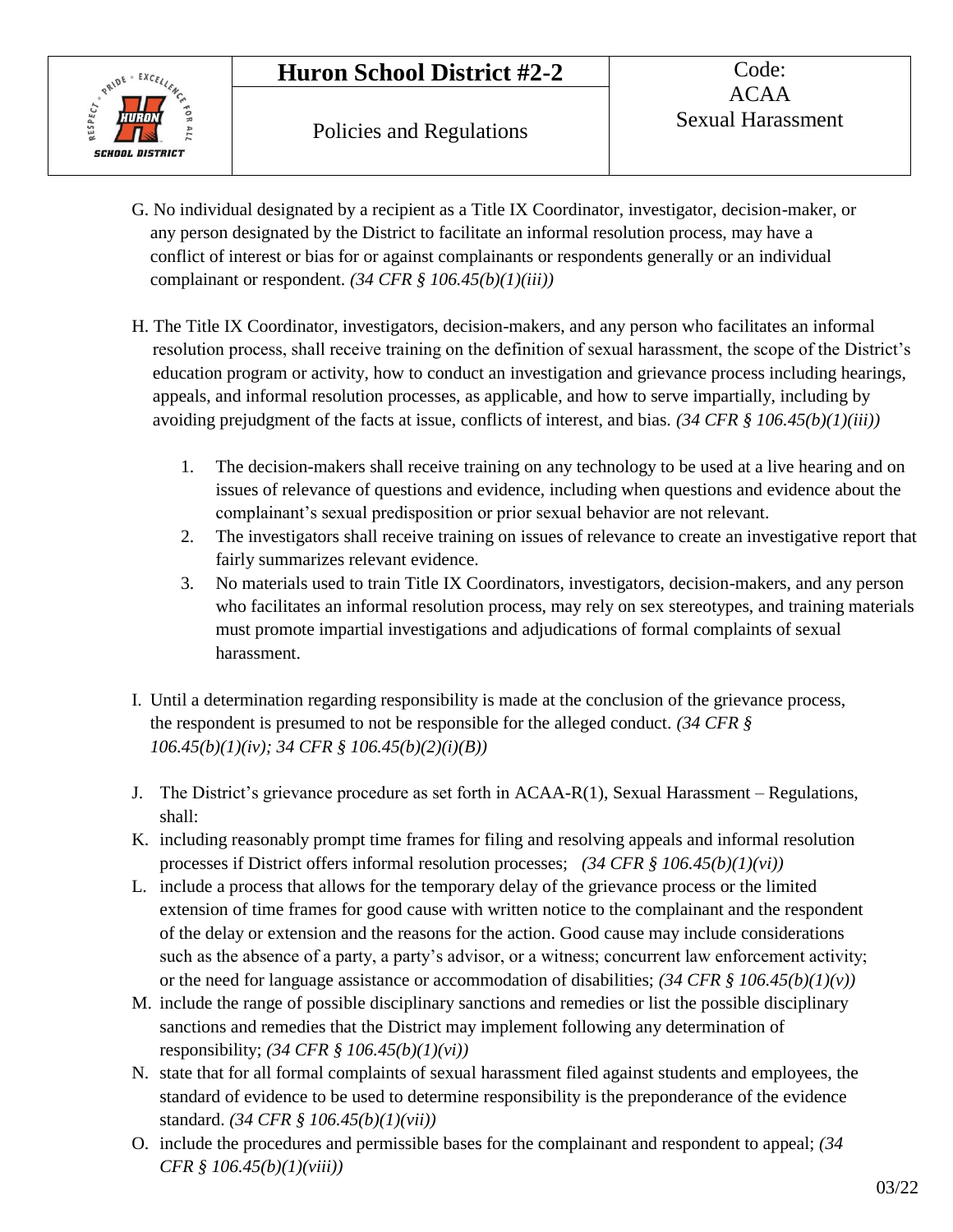G. No individual designated by a recipient as a Title IX Coordinator, investigator, decision-maker, or any person designated by the District to facilitate an informal resolution process, may have a conflict of interest or bias for or against complainants or respondents generally or an individual complainant or respondent. *(34 CFR § 106.45(b)(1)(iii))*

H. The Title IX Coordinator, investigators, decision-makers, and any person who facilitates an informal resolution process, shall receive training on the definition of sexual harassment, the scope of the District's education program or activity, how to conduct an investigation and grievance process including hearings, appeals, and informal resolution processes, as applicable, and how to serve impartially, including by avoiding prejudgment of the facts at issue, conflicts of interest, and bias. *(34 CFR § 106.45(b)(1)(iii))*

1. The decision-makers shall receive training on any technology to be used at a live hearing and on issues of relevance of questions and evidence, including when questions and evidence about the complainant's sexual predisposition or prior sexual behavior are not relevant.
2. The investigators shall receive training on issues of relevance to create an investigative report that fairly summarizes relevant evidence.
3. No materials used to train Title IX Coordinators, investigators, decision-makers, and any person who facilitates an informal resolution process, may rely on sex stereotypes, and training materials must promote impartial investigations and adjudications of formal complaints of sexual harassment.

I. Until a determination regarding responsibility is made at the conclusion of the grievance process, the respondent is presumed to not be responsible for the alleged conduct. *(34 CFR § 106.45(b)(1)(iv); 34 CFR § 106.45(b)(2)(i)(B))*

J. The District's grievance procedure as set forth in ACAA-R(1), Sexual Harassment – Regulations, shall:

K. including reasonably prompt time frames for filing and resolving appeals and informal resolution processes if District offers informal resolution processes; *(34 CFR § 106.45(b)(1)(vi))*

L. include a process that allows for the temporary delay of the grievance process or the limited extension of time frames for good cause with written notice to the complainant and the respondent of the delay or extension and the reasons for the action. Good cause may include considerations such as the absence of a party, a party's advisor, or a witness; concurrent law enforcement activity; or the need for language assistance or accommodation of disabilities; *(34 CFR § 106.45(b)(1)(v))*

M. include the range of possible disciplinary sanctions and remedies or list the possible disciplinary sanctions and remedies that the District may implement following any determination of responsibility; *(34 CFR § 106.45(b)(1)(vi))*

N. state that for all formal complaints of sexual harassment filed against students and employees, the standard of evidence to be used to determine responsibility is the preponderance of the evidence standard. *(34 CFR § 106.45(b)(1)(vii))*

O. include the procedures and permissible bases for the complainant and respondent to appeal; *(34 CFR § 106.45(b)(1)(viii))*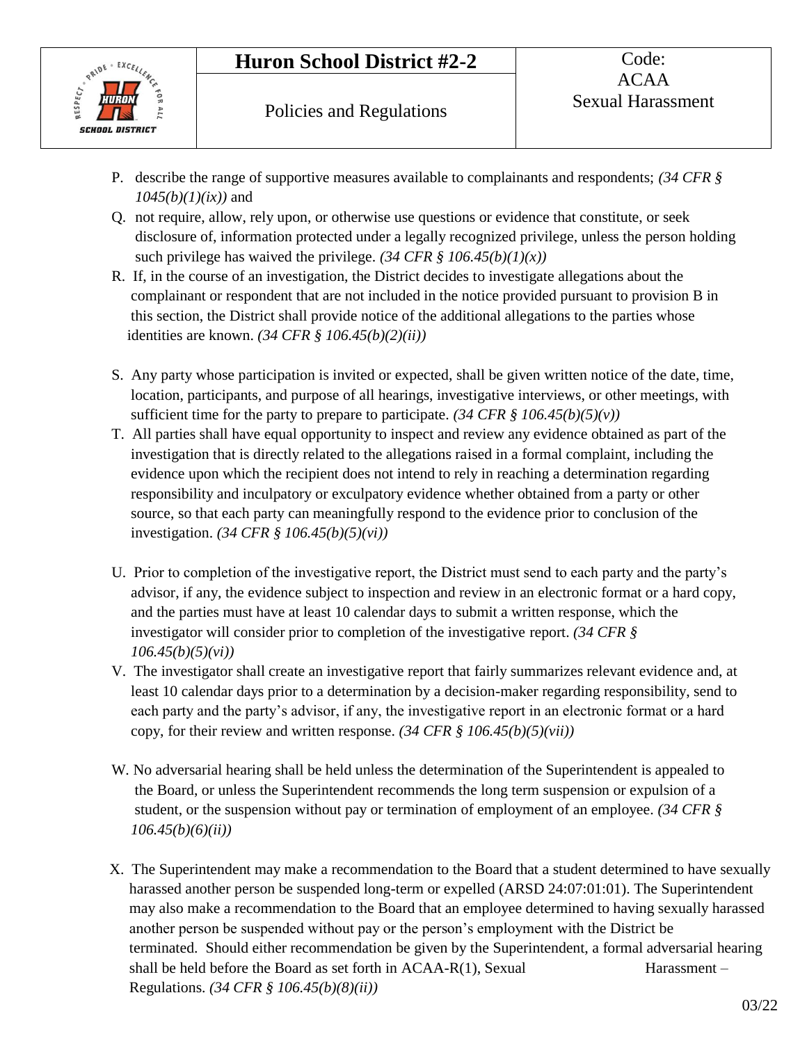P. describe the range of supportive measures available to complainants and respondents; *(34 CFR § 1045(b)(1)(ix))* and

Q. not require, allow, rely upon, or otherwise use questions or evidence that constitute, or seek disclosure of, information protected under a legally recognized privilege, unless the person holding such privilege has waived the privilege. *(34 CFR § 106.45(b)(1)(x))*

R. If, in the course of an investigation, the District decides to investigate allegations about the complainant or respondent that are not included in the notice provided pursuant to provision B in this section, the District shall provide notice of the additional allegations to the parties whose identities are known. *(34 CFR § 106.45(b)(2)(ii))*

S. Any party whose participation is invited or expected, shall be given written notice of the date, time, location, participants, and purpose of all hearings, investigative interviews, or other meetings, with sufficient time for the party to prepare to participate. *(34 CFR § 106.45(b)(5)(v))*

T. All parties shall have equal opportunity to inspect and review any evidence obtained as part of the investigation that is directly related to the allegations raised in a formal complaint, including the evidence upon which the recipient does not intend to rely in reaching a determination regarding responsibility and inculpatory or exculpatory evidence whether obtained from a party or other source, so that each party can meaningfully respond to the evidence prior to conclusion of the investigation. *(34 CFR § 106.45(b)(5)(vi))*

U. Prior to completion of the investigative report, the District must send to each party and the party's advisor, if any, the evidence subject to inspection and review in an electronic format or a hard copy, and the parties must have at least 10 calendar days to submit a written response, which the investigator will consider prior to completion of the investigative report. *(34 CFR § 106.45(b)(5)(vi))*

V. The investigator shall create an investigative report that fairly summarizes relevant evidence and, at least 10 calendar days prior to a determination by a decision-maker regarding responsibility, send to each party and the party's advisor, if any, the investigative report in an electronic format or a hard copy, for their review and written response. *(34 CFR § 106.45(b)(5)(vii))*

W. No adversarial hearing shall be held unless the determination of the Superintendent is appealed to the Board, or unless the Superintendent recommends the long term suspension or expulsion of a student, or the suspension without pay or termination of employment of an employee. *(34 CFR § 106.45(b)(6)(ii))*

X. The Superintendent may make a recommendation to the Board that a student determined to have sexually harassed another person be suspended long-term or expelled (ARSD 24:07:01:01). The Superintendent may also make a recommendation to the Board that an employee determined to having sexually harassed another person be suspended without pay or the person's employment with the District be terminated. Should either recommendation be given by the Superintendent, a formal adversarial hearing shall be held before the Board as set forth in ACAA-R(1), Sexual Harassment – Regulations. *(34 CFR § 106.45(b)(8)(ii))*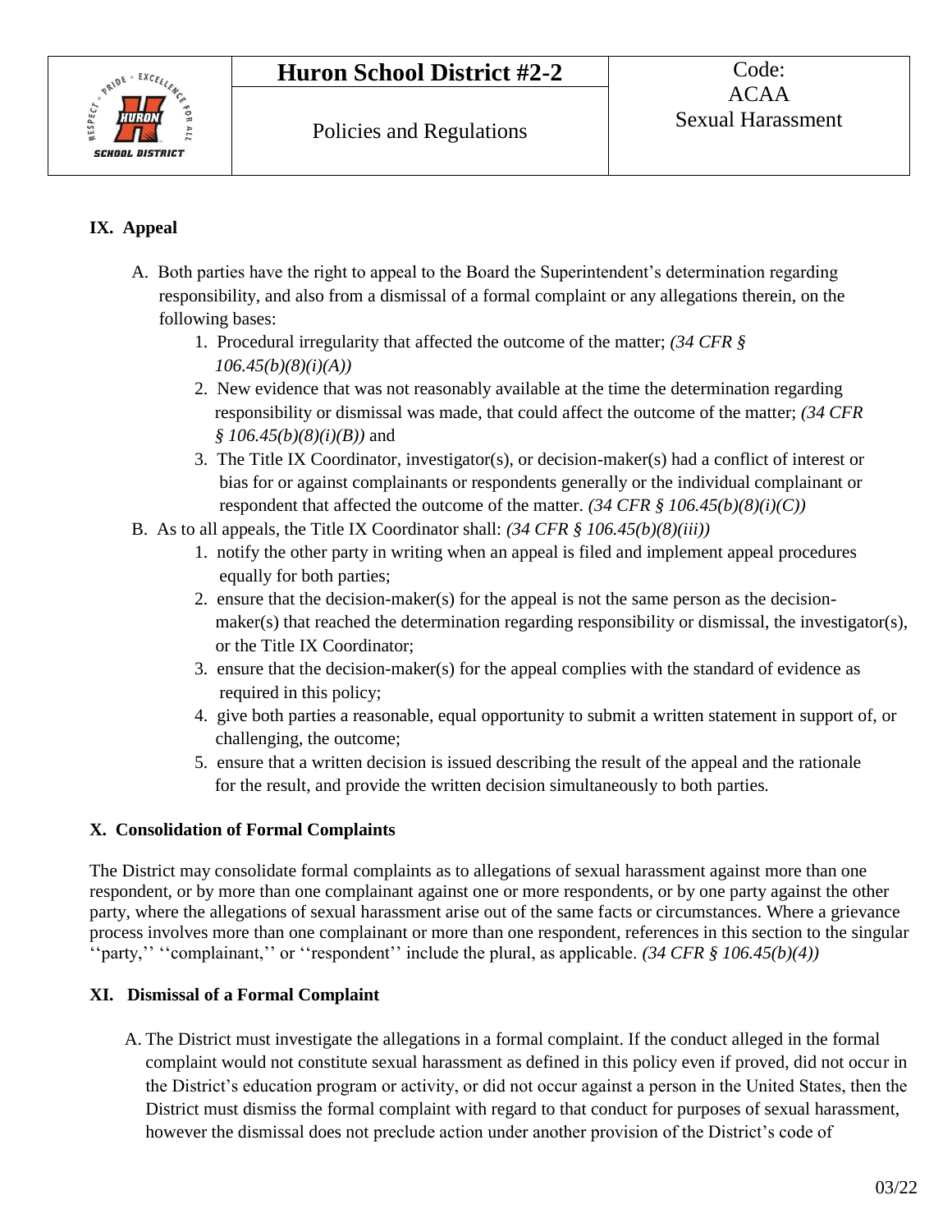## IX. Appeal

A. Both parties have the right to appeal to the Board the Superintendent's determination regarding responsibility, and also from a dismissal of a formal complaint or any allegations therein, on the following bases:
   1. Procedural irregularity that affected the outcome of the matter; *(34 CFR § 106.45(b)(8)(i)(A))*
   2. New evidence that was not reasonably available at the time the determination regarding responsibility or dismissal was made, that could affect the outcome of the matter; *(34 CFR § 106.45(b)(8)(i)(B))* and
   3. The Title IX Coordinator, investigator(s), or decision-maker(s) had a conflict of interest or bias for or against complainants or respondents generally or the individual complainant or respondent that affected the outcome of the matter. *(34 CFR § 106.45(b)(8)(i)(C))*

B. As to all appeals, the Title IX Coordinator shall: *(34 CFR § 106.45(b)(8)(iii))*
   1. notify the other party in writing when an appeal is filed and implement appeal procedures equally for both parties;
   2. ensure that the decision-maker(s) for the appeal is not the same person as the decision-maker(s) that reached the determination regarding responsibility or dismissal, the investigator(s), or the Title IX Coordinator;
   3. ensure that the decision-maker(s) for the appeal complies with the standard of evidence as required in this policy;
   4. give both parties a reasonable, equal opportunity to submit a written statement in support of, or challenging, the outcome;
   5. ensure that a written decision is issued describing the result of the appeal and the rationale for the result, and provide the written decision simultaneously to both parties.

## X. Consolidation of Formal Complaints

The District may consolidate formal complaints as to allegations of sexual harassment against more than one respondent, or by more than one complainant against one or more respondents, or by one party against the other party, where the allegations of sexual harassment arise out of the same facts or circumstances. Where a grievance process involves more than one complainant or more than one respondent, references in this section to the singular ''party,'' ''complainant,'' or ''respondent'' include the plural, as applicable. *(34 CFR § 106.45(b)(4))*

## XI. Dismissal of a Formal Complaint

A. The District must investigate the allegations in a formal complaint. If the conduct alleged in the formal complaint would not constitute sexual harassment as defined in this policy even if proved, did not occur in the District's education program or activity, or did not occur against a person in the United States, then the District must dismiss the formal complaint with regard to that conduct for purposes of sexual harassment, however the dismissal does not preclude action under another provision of the District's code of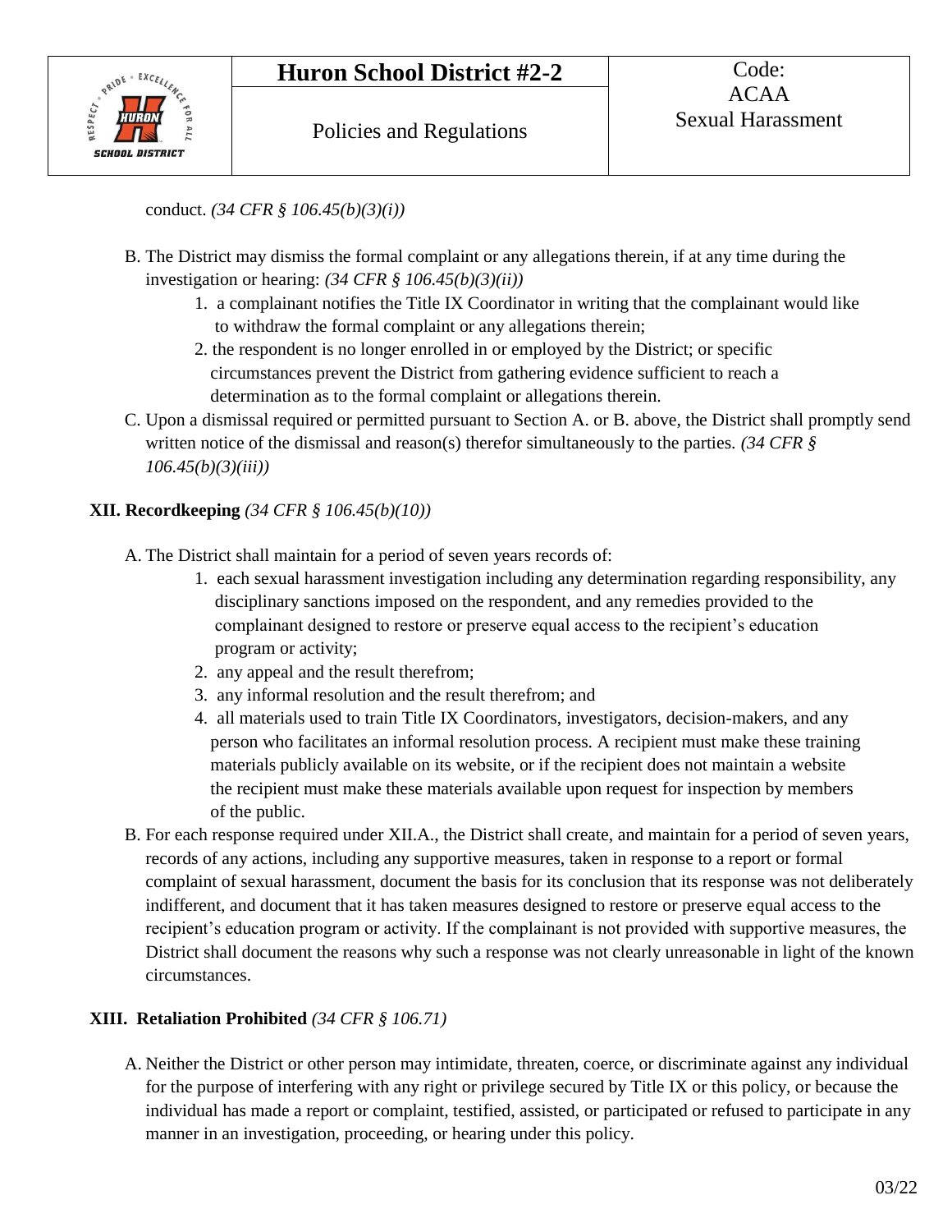conduct. *(34 CFR § 106.45(b)(3)(i))*

B. The District may dismiss the formal complaint or any allegations therein, if at any time during the investigation or hearing: *(34 CFR § 106.45(b)(3)(ii))*
   1. a complainant notifies the Title IX Coordinator in writing that the complainant would like to withdraw the formal complaint or any allegations therein;
   2. the respondent is no longer enrolled in or employed by the District; or specific circumstances prevent the District from gathering evidence sufficient to reach a determination as to the formal complaint or allegations therein.

C. Upon a dismissal required or permitted pursuant to Section A. or B. above, the District shall promptly send written notice of the dismissal and reason(s) therefor simultaneously to the parties. *(34 CFR § 106.45(b)(3)(iii))*

### XII. Recordkeeping *(34 CFR § 106.45(b)(10))*

A. The District shall maintain for a period of seven years records of:
   1. each sexual harassment investigation including any determination regarding responsibility, any disciplinary sanctions imposed on the respondent, and any remedies provided to the complainant designed to restore or preserve equal access to the recipient's education program or activity;
   2. any appeal and the result therefrom;
   3. any informal resolution and the result therefrom; and
   4. all materials used to train Title IX Coordinators, investigators, decision-makers, and any person who facilitates an informal resolution process. A recipient must make these training materials publicly available on its website, or if the recipient does not maintain a website the recipient must make these materials available upon request for inspection by members of the public.

B. For each response required under XII.A., the District shall create, and maintain for a period of seven years, records of any actions, including any supportive measures, taken in response to a report or formal complaint of sexual harassment, document the basis for its conclusion that its response was not deliberately indifferent, and document that it has taken measures designed to restore or preserve equal access to the recipient's education program or activity. If the complainant is not provided with supportive measures, the District shall document the reasons why such a response was not clearly unreasonable in light of the known circumstances.

### XIII. Retaliation Prohibited *(34 CFR § 106.71)*

A. Neither the District or other person may intimidate, threaten, coerce, or discriminate against any individual for the purpose of interfering with any right or privilege secured by Title IX or this policy, or because the individual has made a report or complaint, testified, assisted, or participated or refused to participate in any manner in an investigation, proceeding, or hearing under this policy.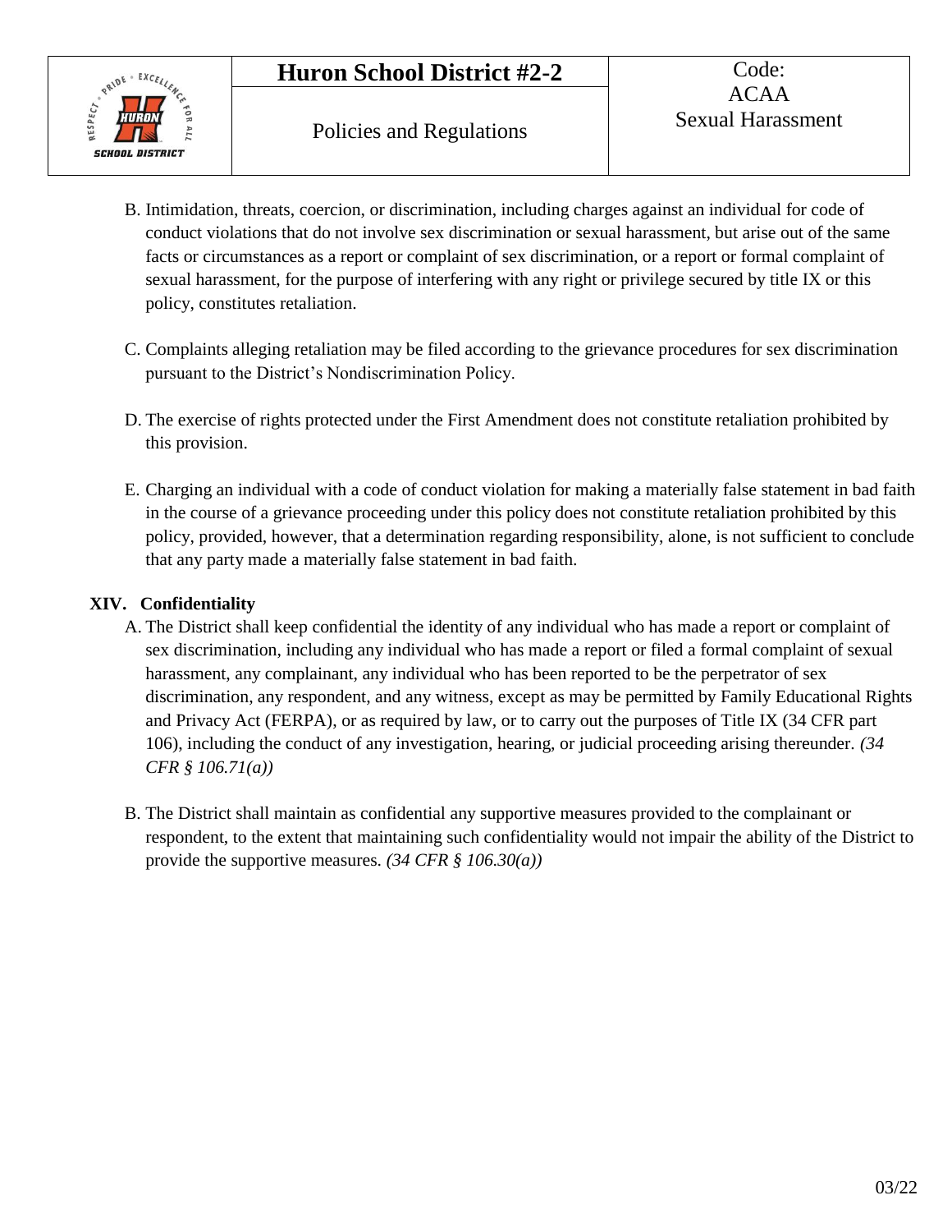B. Intimidation, threats, coercion, or discrimination, including charges against an individual for code of conduct violations that do not involve sex discrimination or sexual harassment, but arise out of the same facts or circumstances as a report or complaint of sex discrimination, or a report or formal complaint of sexual harassment, for the purpose of interfering with any right or privilege secured by title IX or this policy, constitutes retaliation.

C. Complaints alleging retaliation may be filed according to the grievance procedures for sex discrimination pursuant to the District's Nondiscrimination Policy.

D. The exercise of rights protected under the First Amendment does not constitute retaliation prohibited by this provision.

E. Charging an individual with a code of conduct violation for making a materially false statement in bad faith in the course of a grievance proceeding under this policy does not constitute retaliation prohibited by this policy, provided, however, that a determination regarding responsibility, alone, is not sufficient to conclude that any party made a materially false statement in bad faith.

## XIV. Confidentiality

A. The District shall keep confidential the identity of any individual who has made a report or complaint of sex discrimination, including any individual who has made a report or filed a formal complaint of sexual harassment, any complainant, any individual who has been reported to be the perpetrator of sex discrimination, any respondent, and any witness, except as may be permitted by Family Educational Rights and Privacy Act (FERPA), or as required by law, or to carry out the purposes of Title IX (34 CFR part 106), including the conduct of any investigation, hearing, or judicial proceeding arising thereunder. *(34 CFR § 106.71(a))*

B. The District shall maintain as confidential any supportive measures provided to the complainant or respondent, to the extent that maintaining such confidentiality would not impair the ability of the District to provide the supportive measures. *(34 CFR § 106.30(a))*